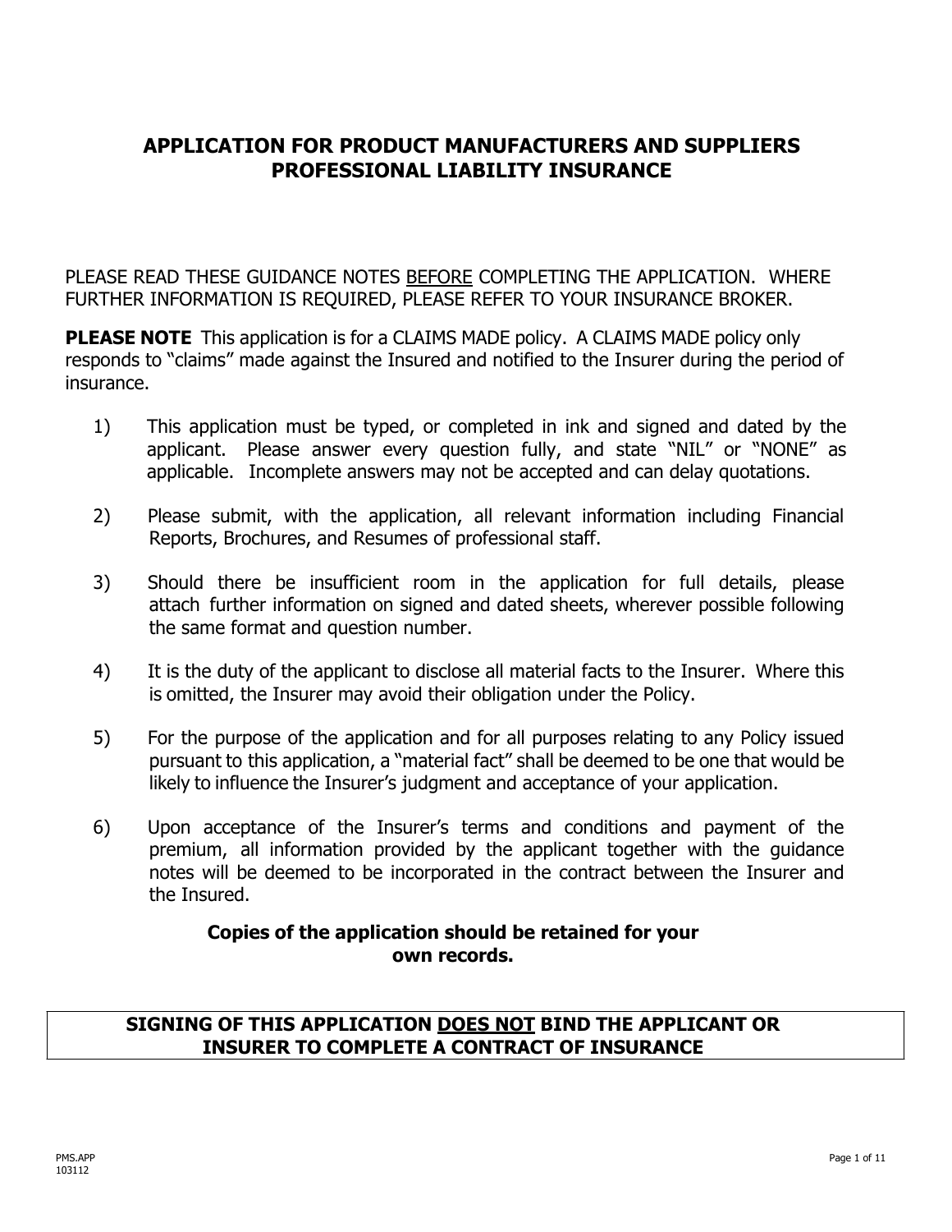# APPLICATION FOR PRODUCT MANUFACTURERS AND SUPPLIERS PROFESSIONAL LIABILITY INSURANCE

PLEASE READ THESE GUIDANCE NOTES BEFORE COMPLETING THE APPLICATION. WHERE FURTHER INFORMATION IS REQUIRED, PLEASE REFER TO YOUR INSURANCE BROKER.

**PLEASE NOTE** This application is for a CLAIMS MADE policy. A CLAIMS MADE policy only responds to "claims" made against the Insured and notified to the Insurer during the period of insurance.

1) This application must be typed, or completed in ink and signed and dated by the applicant. Please answer every question fully, and state "NIL" or "NONE" as applicable. Incomplete answers may not be accepted and can delay quotations.

2) Please submit, with the application, all relevant information including Financial Reports, Brochures, and Resumes of professional staff.

3) Should there be insufficient room in the application for full details, please attach further information on signed and dated sheets, wherever possible following the same format and question number.

4) It is the duty of the applicant to disclose all material facts to the Insurer. Where this is omitted, the Insurer may avoid their obligation under the Policy.

5) For the purpose of the application and for all purposes relating to any Policy issued pursuant to this application, a "material fact" shall be deemed to be one that would be likely to influence the Insurer's judgment and acceptance of your application.

6) Upon acceptance of the Insurer's terms and conditions and payment of the premium, all information provided by the applicant together with the guidance notes will be deemed to be incorporated in the contract between the Insurer and the Insured.

**Copies of the application should be retained for your own records.**

**SIGNING OF THIS APPLICATION DOES NOT BIND THE APPLICANT OR INSURER TO COMPLETE A CONTRACT OF INSURANCE**

PMS.APP
103112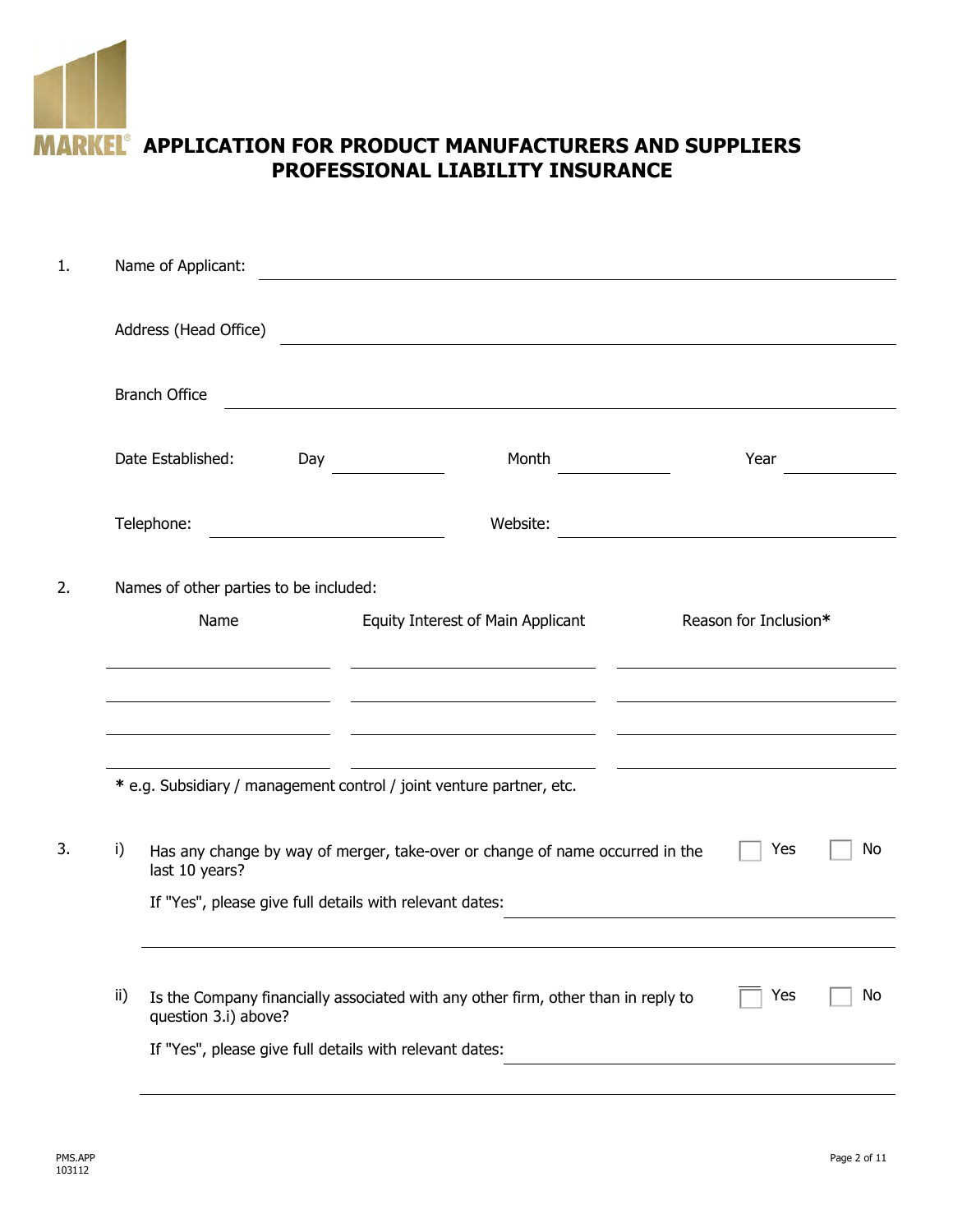# APPLICATION FOR PRODUCT MANUFACTURERS AND SUPPLIERS PROFESSIONAL LIABILITY INSURANCE

1. Name of Applicant: ______________________________

   Address (Head Office) ______________________________

   Branch Office ______________________________

   Date Established: Day __________ Month __________ Year __________

   Telephone: __________________ Website: __________________

2. Names of other parties to be included:

| Name | Equity Interest of Main Applicant | Reason for Inclusion* |
|---|---|---|
| | | |
| | | |
| | | |
| | | |

   * e.g. Subsidiary / management control / joint venture partner, etc.

3. i) Has any change by way of merger, take-over or change of name occurred in the last 10 years? ☐ Yes ☐ No

   If "Yes", please give full details with relevant dates: ______________________________

   ii) Is the Company financially associated with any other firm, other than in reply to question 3.i) above? ☐ Yes ☐ No

   If "Yes", please give full details with relevant dates: ______________________________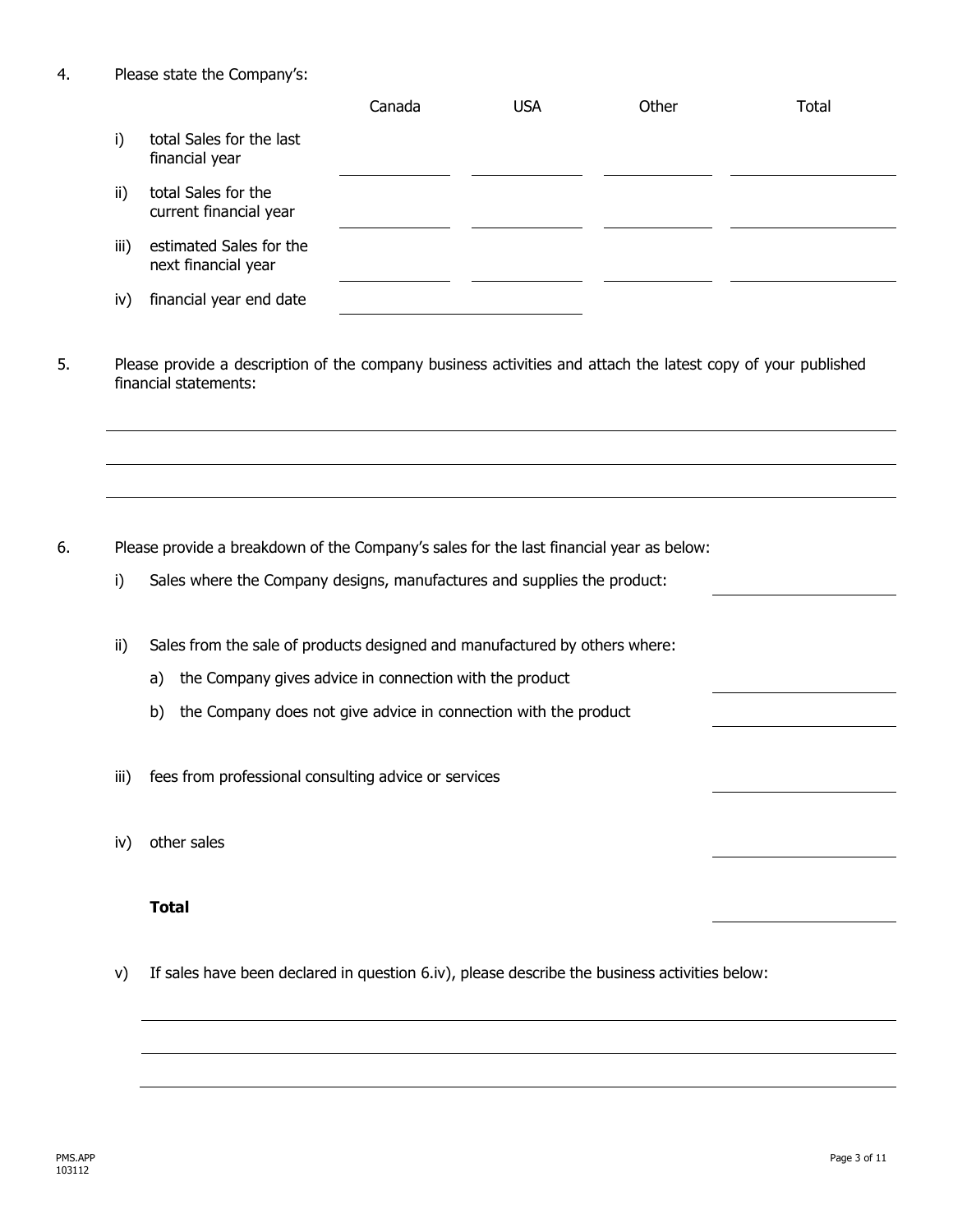4. Please state the Company's:

| | Canada | USA | Other | Total |
|---|---|---|---|---|
| i) total Sales for the last financial year | | | | |
| ii) total Sales for the current financial year | | | | |
| iii) estimated Sales for the next financial year | | | | |
| iv) financial year end date | | | | |

5. Please provide a description of the company business activities and attach the latest copy of your published financial statements:

______________________________________________________________________

______________________________________________________________________

______________________________________________________________________

6. Please provide a breakdown of the Company's sales for the last financial year as below:

   i) Sales where the Company designs, manufactures and supplies the product: ______________

   ii) Sales from the sale of products designed and manufactured by others where:

      a) the Company gives advice in connection with the product ______________

      b) the Company does not give advice in connection with the product ______________

   iii) fees from professional consulting advice or services ______________

   iv) other sales ______________

   **Total** ______________

   v) If sales have been declared in question 6.iv), please describe the business activities below:

   ______________________________________________________________________

   ______________________________________________________________________

   ______________________________________________________________________

PMS.APP
103112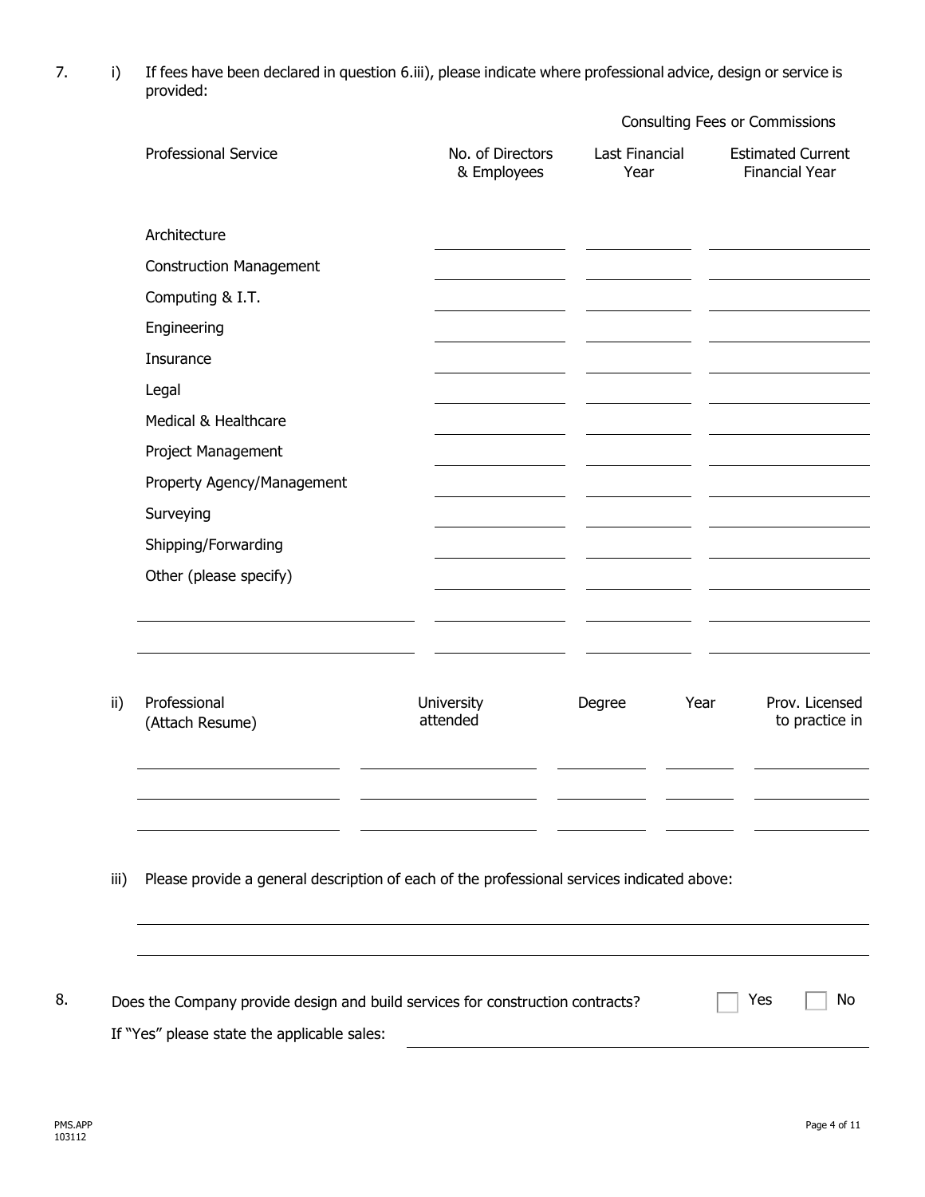7. i) If fees have been declared in question 6.iii), please indicate where professional advice, design or service is provided:

| | | Consulting Fees or Commissions | |
|---|---|---|---|
| Professional Service | No. of Directors & Employees | Last Financial Year | Estimated Current Financial Year |
| Architecture | | | |
| Construction Management | | | |
| Computing & I.T. | | | |
| Engineering | | | |
| Insurance | | | |
| Legal | | | |
| Medical & Healthcare | | | |
| Project Management | | | |
| Property Agency/Management | | | |
| Surveying | | | |
| Shipping/Forwarding | | | |
| Other (please specify) | | | |
| | | | |
| | | | |

ii)

| Professional (Attach Resume) | University attended | Degree | Year | Prov. Licensed to practice in |
|---|---|---|---|---|
| | | | | |
| | | | | |
| | | | | |

iii) Please provide a general description of each of the professional services indicated above:

\_\_\_\_\_\_\_\_\_\_\_\_\_\_\_\_\_\_\_\_\_\_\_\_\_\_\_\_\_\_\_\_\_\_\_\_\_\_\_\_

\_\_\_\_\_\_\_\_\_\_\_\_\_\_\_\_\_\_\_\_\_\_\_\_\_\_\_\_\_\_\_\_\_\_\_\_\_\_\_\_

8. Does the Company provide design and build services for construction contracts? ☐ Yes ☐ No

If "Yes" please state the applicable sales: \_\_\_\_\_\_\_\_\_\_\_\_\_\_\_\_\_\_\_\_

PMS.APP
103112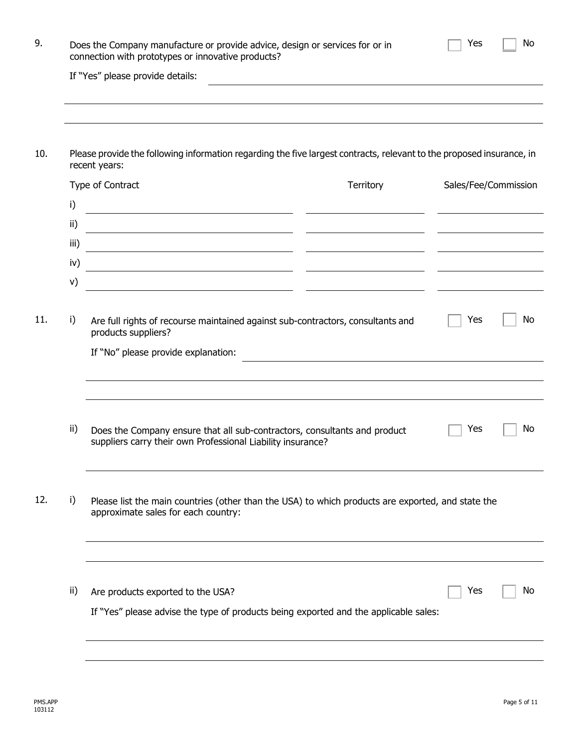9. Does the Company manufacture or provide advice, design or services for or in connection with prototypes or innovative products? ☐ Yes ☐ No

   If "Yes" please provide details: \_\_\_\_\_\_\_\_\_\_\_\_\_\_\_\_\_\_\_\_\_\_\_\_\_\_\_\_\_\_\_\_\_\_\_\_\_\_\_\_

10. Please provide the following information regarding the five largest contracts, relevant to the proposed insurance, in recent years:

|  | Type of Contract | Territory | Sales/Fee/Commission |
|---|---|---|---|
| i) | | | |
| ii) | | | |
| iii) | | | |
| iv) | | | |
| v) | | | |

11. i) Are full rights of recourse maintained against sub-contractors, consultants and products suppliers? ☐ Yes ☐ No

    If "No" please provide explanation: \_\_\_\_\_\_\_\_\_\_\_\_\_\_\_\_\_\_\_\_\_\_\_\_\_\_\_\_\_\_\_\_\_\_\_\_\_\_\_\_

    ii) Does the Company ensure that all sub-contractors, consultants and product suppliers carry their own Professional Liability insurance? ☐ Yes ☐ No

12. i) Please list the main countries (other than the USA) to which products are exported, and state the approximate sales for each country:

    \_\_\_\_\_\_\_\_\_\_\_\_\_\_\_\_\_\_\_\_\_\_\_\_\_\_\_\_\_\_\_\_\_\_\_\_\_\_\_\_

    ii) Are products exported to the USA? ☐ Yes ☐ No

    If "Yes" please advise the type of products being exported and the applicable sales:

    \_\_\_\_\_\_\_\_\_\_\_\_\_\_\_\_\_\_\_\_\_\_\_\_\_\_\_\_\_\_\_\_\_\_\_\_\_\_\_\_

PMS.APP
103112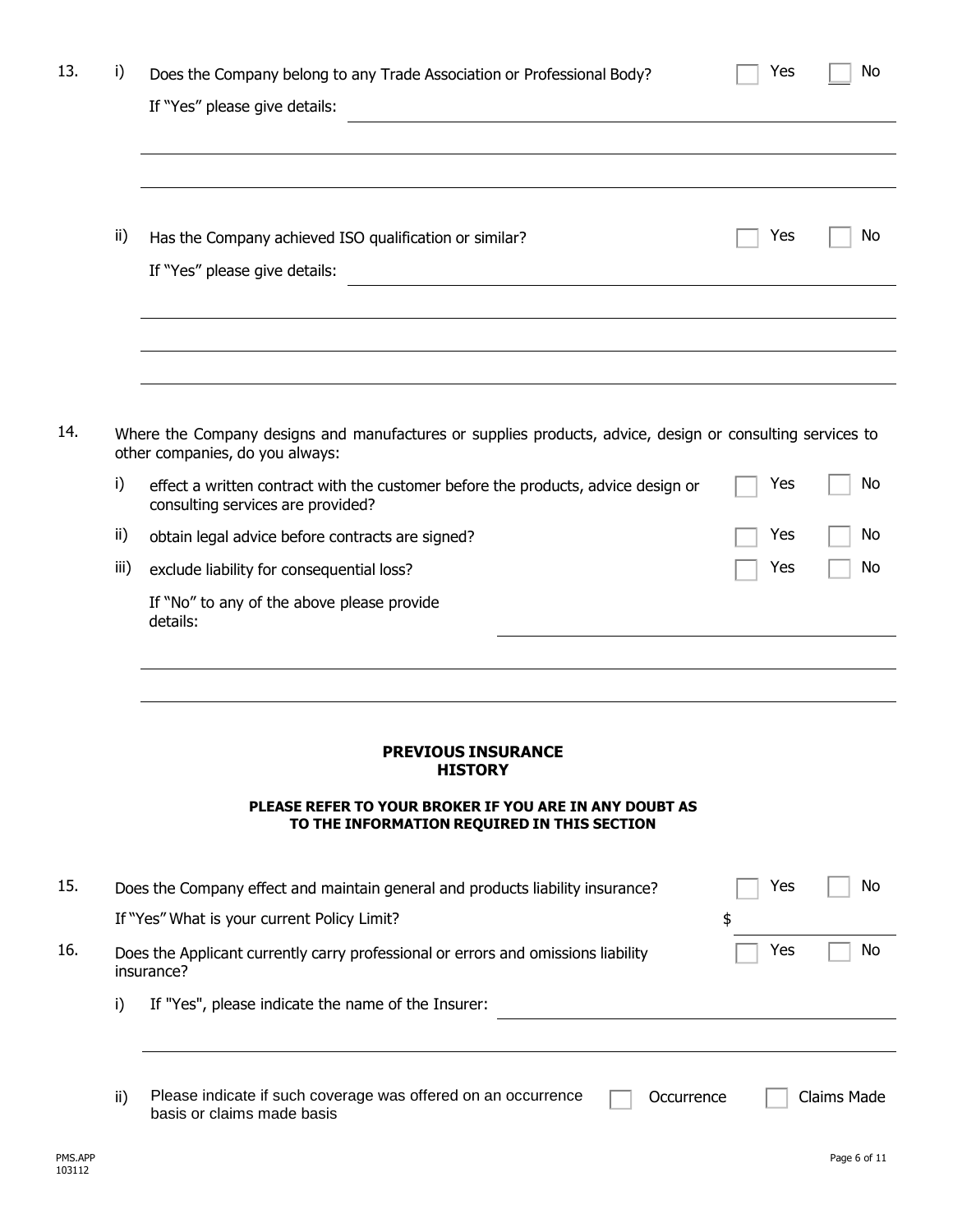13. i) Does the Company belong to any Trade Association or Professional Body? ☐ Yes ☐ No

If "Yes" please give details: \_\_\_\_\_\_\_\_\_\_\_\_\_\_\_\_\_\_\_\_\_\_\_\_\_\_\_\_\_\_\_\_\_\_\_\_\_\_\_\_\_\_

ii) Has the Company achieved ISO qualification or similar? ☐ Yes ☐ No

If "Yes" please give details: \_\_\_\_\_\_\_\_\_\_\_\_\_\_\_\_\_\_\_\_\_\_\_\_\_\_\_\_\_\_\_\_\_\_\_\_\_\_\_\_\_\_

14. Where the Company designs and manufactures or supplies products, advice, design or consulting services to other companies, do you always:

i) effect a written contract with the customer before the products, advice design or consulting services are provided? ☐ Yes ☐ No

ii) obtain legal advice before contracts are signed? ☐ Yes ☐ No

iii) exclude liability for consequential loss? ☐ Yes ☐ No

If "No" to any of the above please provide details: \_\_\_\_\_\_\_\_\_\_\_\_\_\_\_\_\_\_\_\_\_\_\_\_\_\_\_\_\_\_\_\_\_\_\_\_\_\_\_\_\_\_

## PREVIOUS INSURANCE HISTORY

**PLEASE REFER TO YOUR BROKER IF YOU ARE IN ANY DOUBT AS TO THE INFORMATION REQUIRED IN THIS SECTION**

15. Does the Company effect and maintain general and products liability insurance? ☐ Yes ☐ No

If "Yes" What is your current Policy Limit? $ \_\_\_\_\_\_\_\_\_\_\_\_\_\_

16. Does the Applicant currently carry professional or errors and omissions liability insurance? ☐ Yes ☐ No

i) If "Yes", please indicate the name of the Insurer: \_\_\_\_\_\_\_\_\_\_\_\_\_\_\_\_\_\_\_\_\_\_\_\_\_\_\_\_\_\_\_\_\_\_\_\_\_\_\_\_\_\_

ii) Please indicate if such coverage was offered on an occurrence basis or claims made basis ☐ Occurrence ☐ Claims Made

PMS.APP
103112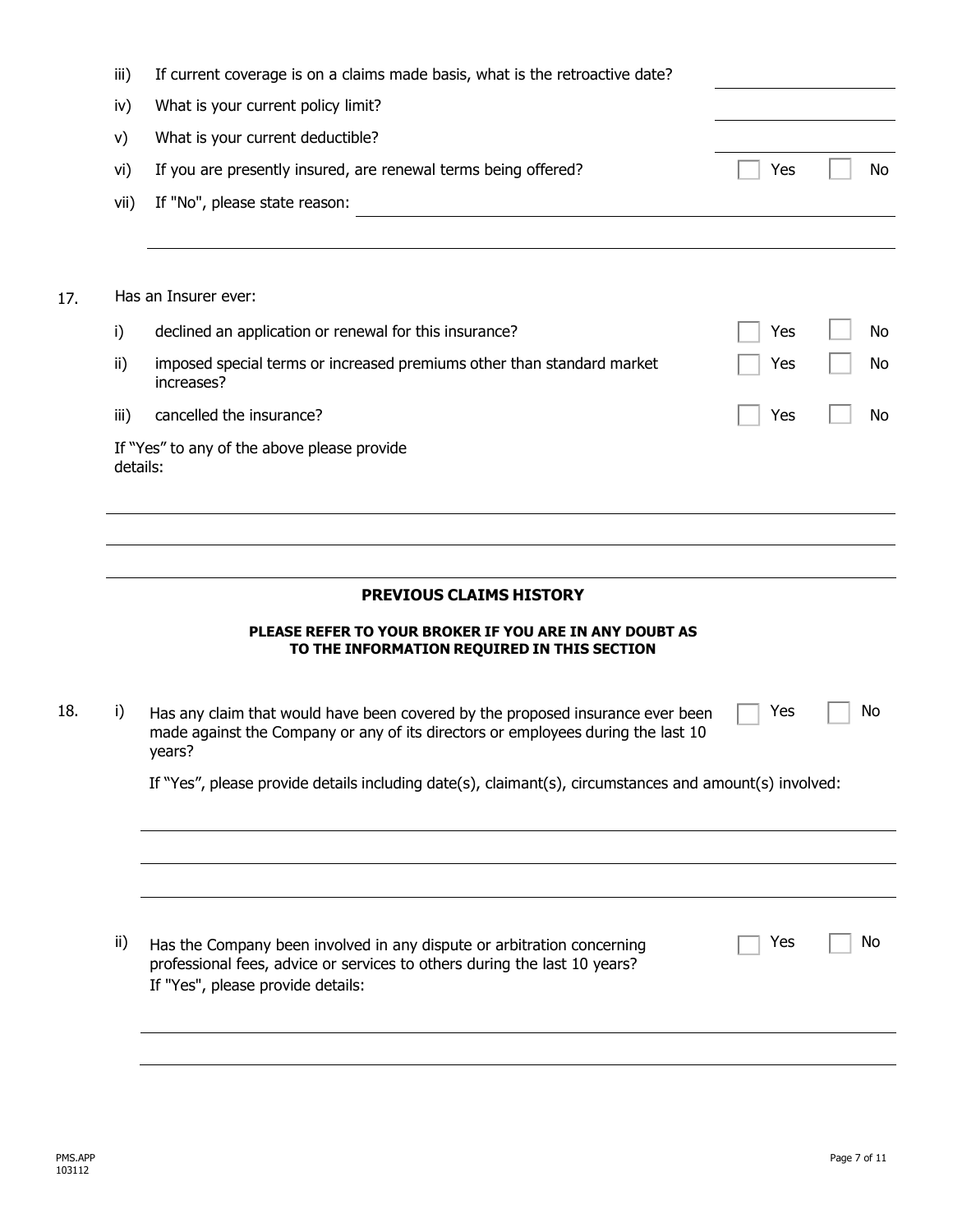iii) If current coverage is on a claims made basis, what is the retroactive date? ____________________

iv) What is your current policy limit? ____________________

v) What is your current deductible? ____________________

vi) If you are presently insured, are renewal terms being offered? ☐ Yes ☐ No

vii) If "No", please state reason: ____________________

____________________

17. Has an Insurer ever:

i) declined an application or renewal for this insurance? ☐ Yes ☐ No

ii) imposed special terms or increased premiums other than standard market increases? ☐ Yes ☐ No

iii) cancelled the insurance? ☐ Yes ☐ No

If "Yes" to any of the above please provide details:

____________________

____________________

____________________

## PREVIOUS CLAIMS HISTORY

**PLEASE REFER TO YOUR BROKER IF YOU ARE IN ANY DOUBT AS TO THE INFORMATION REQUIRED IN THIS SECTION**

18. i) Has any claim that would have been covered by the proposed insurance ever been made against the Company or any of its directors or employees during the last 10 years? ☐ Yes ☐ No

If "Yes", please provide details including date(s), claimant(s), circumstances and amount(s) involved:

____________________

____________________

____________________

ii) Has the Company been involved in any dispute or arbitration concerning professional fees, advice or services to others during the last 10 years? ☐ Yes ☐ No

If "Yes", please provide details:

____________________

____________________

PMS.APP
103112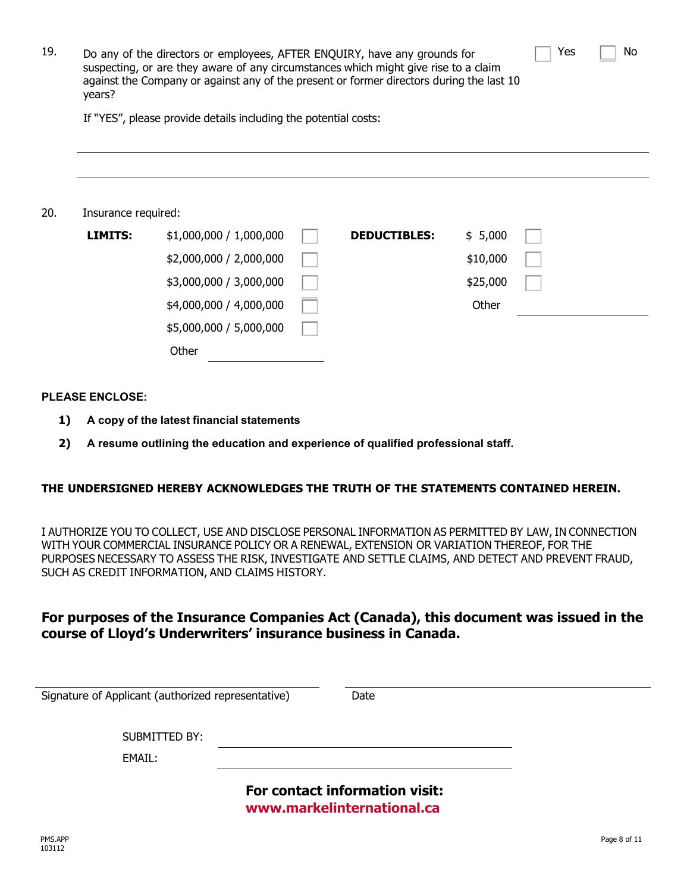19. Do any of the directors or employees, AFTER ENQUIRY, have any grounds for suspecting, or are they aware of any circumstances which might give rise to a claim against the Company or against any of the present or former directors during the last 10 years? ☐ Yes ☐ No

If "YES", please provide details including the potential costs:

\_\_\_\_\_\_\_\_\_\_\_\_\_\_\_\_\_\_\_\_\_\_\_\_\_\_\_\_\_\_\_\_\_\_\_\_\_\_\_\_\_\_\_\_\_\_\_\_\_\_\_\_\_\_\_\_

\_\_\_\_\_\_\_\_\_\_\_\_\_\_\_\_\_\_\_\_\_\_\_\_\_\_\_\_\_\_\_\_\_\_\_\_\_\_\_\_\_\_\_\_\_\_\_\_\_\_\_\_\_\_\_\_

20. Insurance required:

| | | | | | |
|---|---|---|---|---|---|
| **LIMITS:** | $1,000,000 / 1,000,000 | ☐ | **DEDUCTIBLES:** | $ 5,000 | ☐ |
| | $2,000,000 / 2,000,000 | ☐ | | $10,000 | ☐ |
| | $3,000,000 / 3,000,000 | ☐ | | $25,000 | ☐ |
| | $4,000,000 / 4,000,000 | ☐ | | Other | \_\_\_\_\_\_\_\_ |
| | $5,000,000 / 5,000,000 | ☐ | | | |
| | Other \_\_\_\_\_\_\_\_ | | | | |

**PLEASE ENCLOSE:**

1) **A copy of the latest financial statements**
2) **A resume outlining the education and experience of qualified professional staff.**

**THE UNDERSIGNED HEREBY ACKNOWLEDGES THE TRUTH OF THE STATEMENTS CONTAINED HEREIN.**

I AUTHORIZE YOU TO COLLECT, USE AND DISCLOSE PERSONAL INFORMATION AS PERMITTED BY LAW, IN CONNECTION WITH YOUR COMMERCIAL INSURANCE POLICY OR A RENEWAL, EXTENSION OR VARIATION THEREOF, FOR THE PURPOSES NECESSARY TO ASSESS THE RISK, INVESTIGATE AND SETTLE CLAIMS, AND DETECT AND PREVENT FRAUD, SUCH AS CREDIT INFORMATION, AND CLAIMS HISTORY.

**For purposes of the Insurance Companies Act (Canada), this document was issued in the course of Lloyd's Underwriters' insurance business in Canada.**

\_\_\_\_\_\_\_\_\_\_\_\_\_\_\_\_\_\_\_\_\_\_\_\_\_\_\_\_\_\_ \_\_\_\_\_\_\_\_\_\_\_\_\_\_\_\_\_\_\_\_\_\_\_\_\_\_\_\_\_\_

Signature of Applicant (authorized representative) Date

SUBMITTED BY: \_\_\_\_\_\_\_\_\_\_\_\_\_\_\_\_\_\_\_\_\_\_\_\_\_\_\_\_\_\_

EMAIL: \_\_\_\_\_\_\_\_\_\_\_\_\_\_\_\_\_\_\_\_\_\_\_\_\_\_\_\_\_\_

**For contact information visit:**
**www.markelinternational.ca**

PMS.APP
103112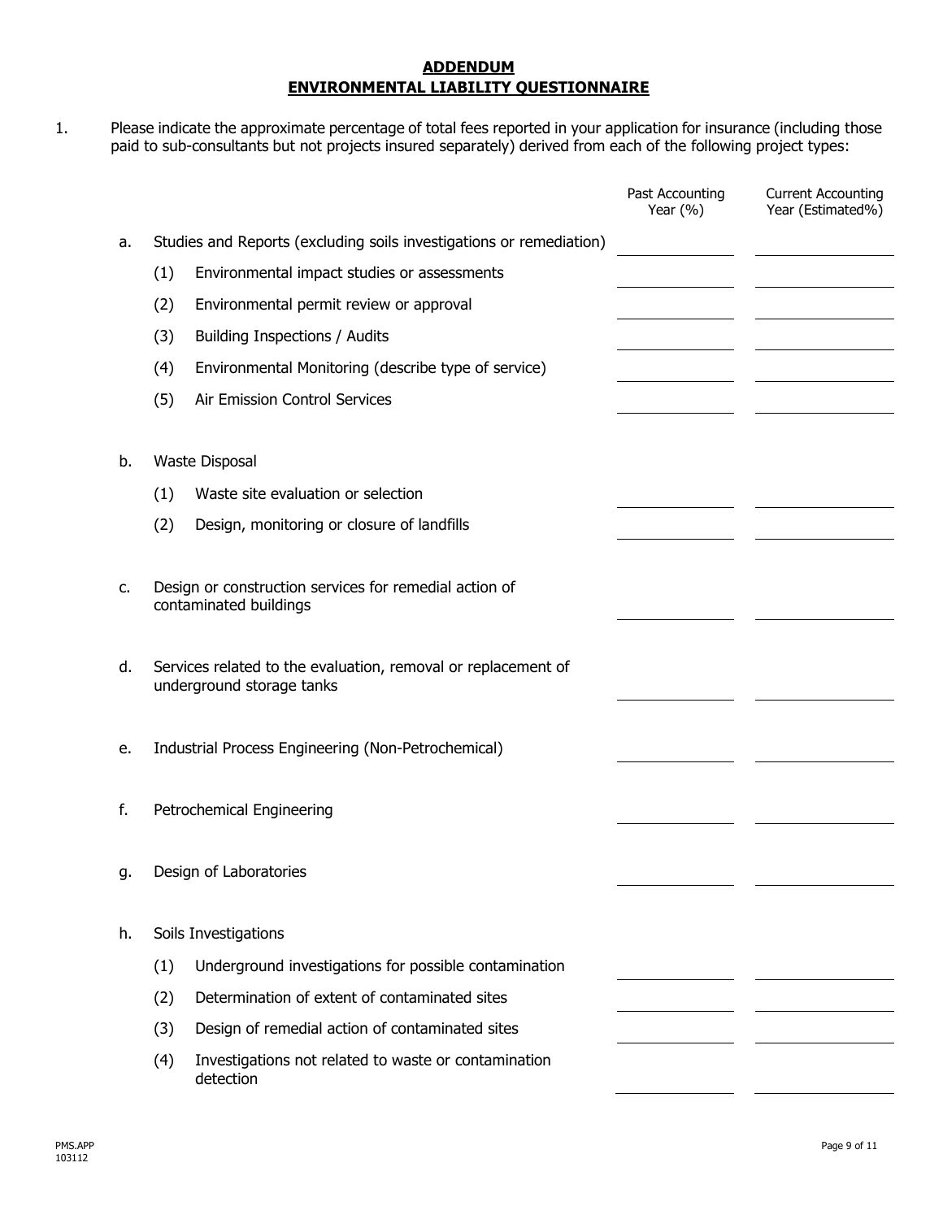## ADDENDUM
## ENVIRONMENTAL LIABILITY QUESTIONNAIRE

1. Please indicate the approximate percentage of total fees reported in your application for insurance (including those paid to sub-consultants but not projects insured separately) derived from each of the following project types:

| | | | Past Accounting Year (%) | Current Accounting Year (Estimated%) |
|---|---|---|---|---|
| a. | Studies and Reports (excluding soils investigations or remediation) | | | |
| | (1) | Environmental impact studies or assessments | | |
| | (2) | Environmental permit review or approval | | |
| | (3) | Building Inspections / Audits | | |
| | (4) | Environmental Monitoring (describe type of service) | | |
| | (5) | Air Emission Control Services | | |
| b. | Waste Disposal | | | |
| | (1) | Waste site evaluation or selection | | |
| | (2) | Design, monitoring or closure of landfills | | |
| c. | Design or construction services for remedial action of contaminated buildings | | | |
| d. | Services related to the evaluation, removal or replacement of underground storage tanks | | | |
| e. | Industrial Process Engineering (Non-Petrochemical) | | | |
| f. | Petrochemical Engineering | | | |
| g. | Design of Laboratories | | | |
| h. | Soils Investigations | | | |
| | (1) | Underground investigations for possible contamination | | |
| | (2) | Determination of extent of contaminated sites | | |
| | (3) | Design of remedial action of contaminated sites | | |
| | (4) | Investigations not related to waste or contamination detection | | |

PMS.APP
103112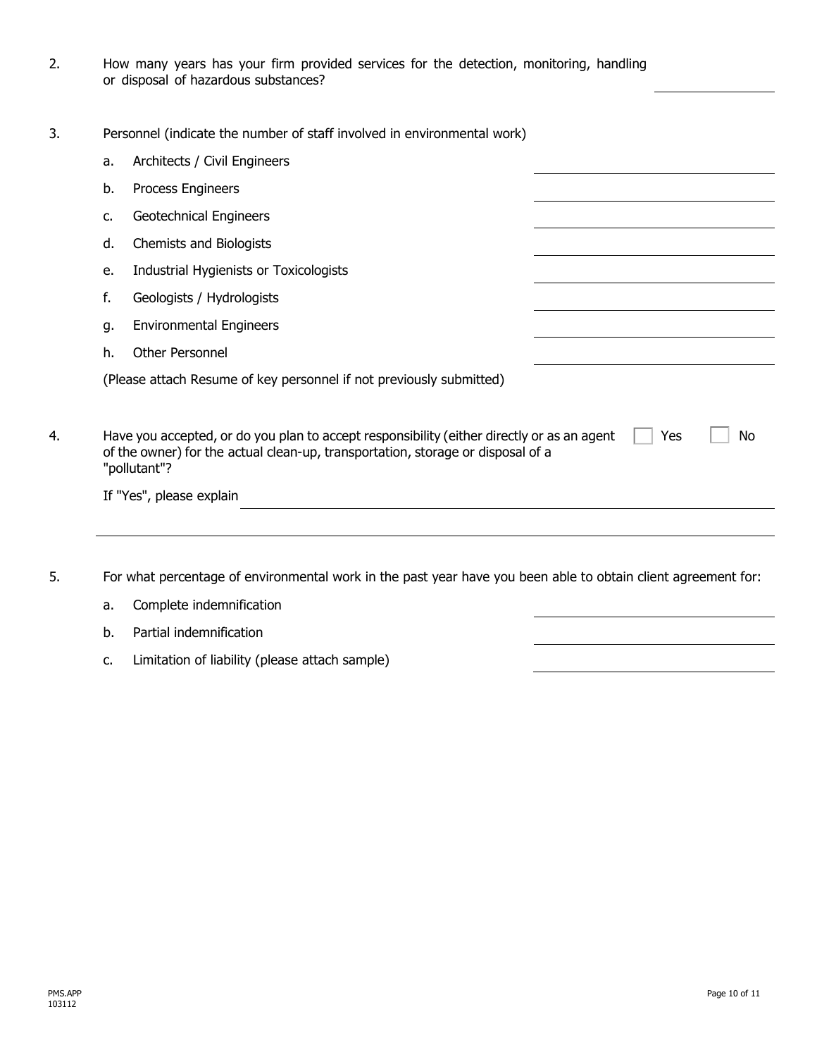2. How many years has your firm provided services for the detection, monitoring, handling or disposal of hazardous substances? ______________

3. Personnel (indicate the number of staff involved in environmental work)

   a. Architects / Civil Engineers ______________

   b. Process Engineers ______________

   c. Geotechnical Engineers ______________

   d. Chemists and Biologists ______________

   e. Industrial Hygienists or Toxicologists ______________

   f. Geologists / Hydrologists ______________

   g. Environmental Engineers ______________

   h. Other Personnel ______________

   (Please attach Resume of key personnel if not previously submitted)

4. Have you accepted, or do you plan to accept responsibility (either directly or as an agent of the owner) for the actual clean-up, transportation, storage or disposal of a "pollutant"? ☐ Yes ☐ No

   If "Yes", please explain ______________

   ______________

5. For what percentage of environmental work in the past year have you been able to obtain client agreement for:

   a. Complete indemnification ______________

   b. Partial indemnification ______________

   c. Limitation of liability (please attach sample) ______________

PMS.APP
103112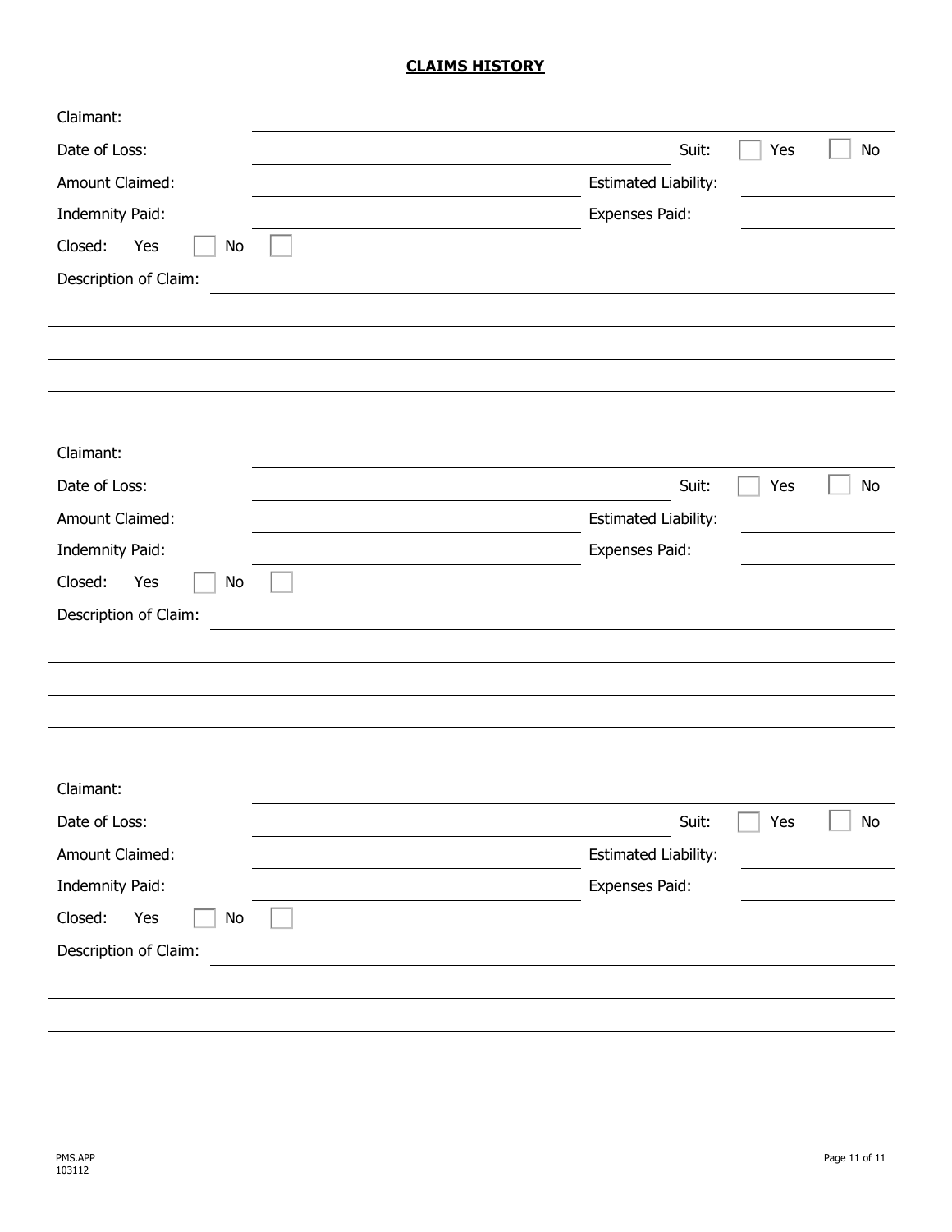# CLAIMS HISTORY

Claimant: ______________________________

Date of Loss: ______________________________ Suit: ☐ Yes ☐ No

Amount Claimed: ______________________________ Estimated Liability: ______________

Indemnity Paid: ______________________________ Expenses Paid: ______________

Closed: Yes ☐ No ☐

Description of Claim: ______________________________

______________________________

______________________________

______________________________

Claimant: ______________________________

Date of Loss: ______________________________ Suit: ☐ Yes ☐ No

Amount Claimed: ______________________________ Estimated Liability: ______________

Indemnity Paid: ______________________________ Expenses Paid: ______________

Closed: Yes ☐ No ☐

Description of Claim: ______________________________

______________________________

______________________________

______________________________

Claimant: ______________________________

Date of Loss: ______________________________ Suit: ☐ Yes ☐ No

Amount Claimed: ______________________________ Estimated Liability: ______________

Indemnity Paid: ______________________________ Expenses Paid: ______________

Closed: Yes ☐ No ☐

Description of Claim: ______________________________

______________________________

______________________________

______________________________

PMS.APP
103112